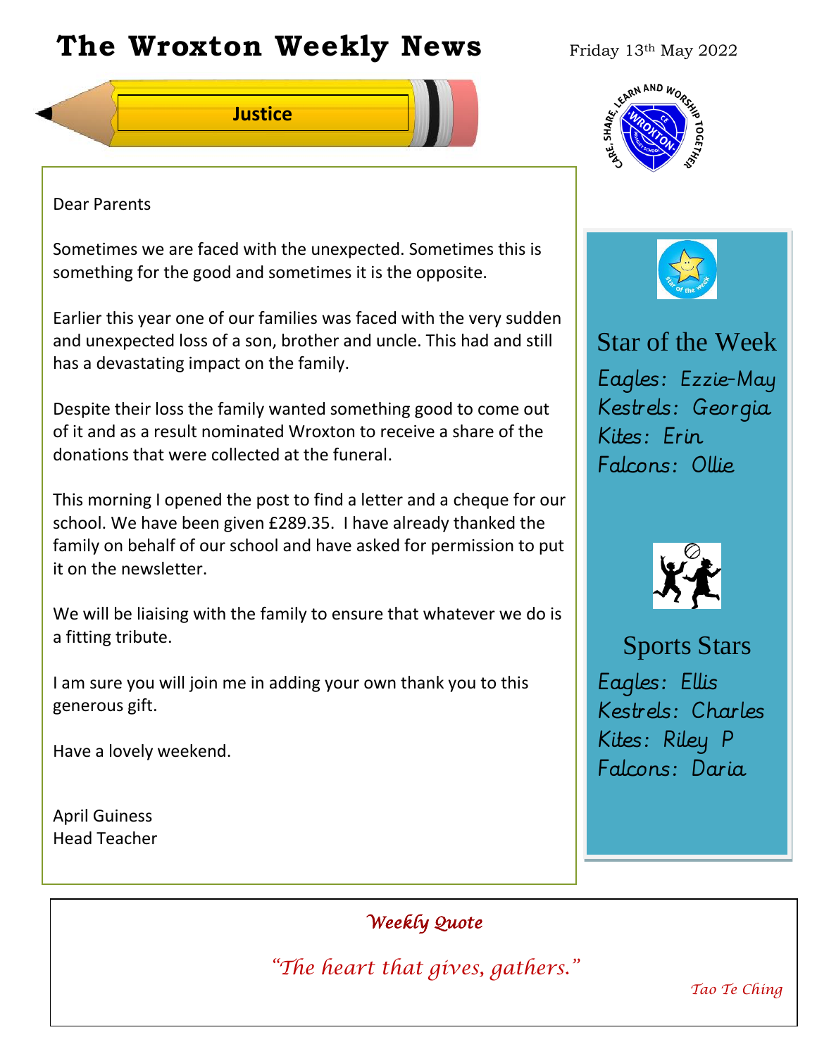# The Wroxton Weekly News

Friday 13th May 2022

**Justice**

Dear Parents

Sometimes we are faced with the unexpected. Sometimes this is something for the good and sometimes it is the opposite.

Earlier this year one of our families was faced with the very sudden and unexpected loss of a son, brother and uncle. This had and still has a devastating impact on the family.

Despite their loss the family wanted something good to come out of it and as a result nominated Wroxton to receive a share of the donations that were collected at the funeral.

This morning I opened the post to find a letter and a cheque for our school. We have been given £289.35. I have already thanked the family on behalf of our school and have asked for permission to put it on the newsletter.

We will be liaising with the family to ensure that whatever we do is a fitting tribute.

I am sure you will join me in adding your own thank you to this generous gift.

Have a lovely weekend.

April Guiness
Head Teacher

## Star of the Week

Eagles: Ezzie-May
Kestrels: Georgia
Kites: Erin
Falcons: Ollie

## Sports Stars

Eagles: Ellis
Kestrels: Charles
Kites: Riley P
Falcons: Daria

## Weekly Quote

*"The heart that gives, gathers."*

*Tao Te Ching*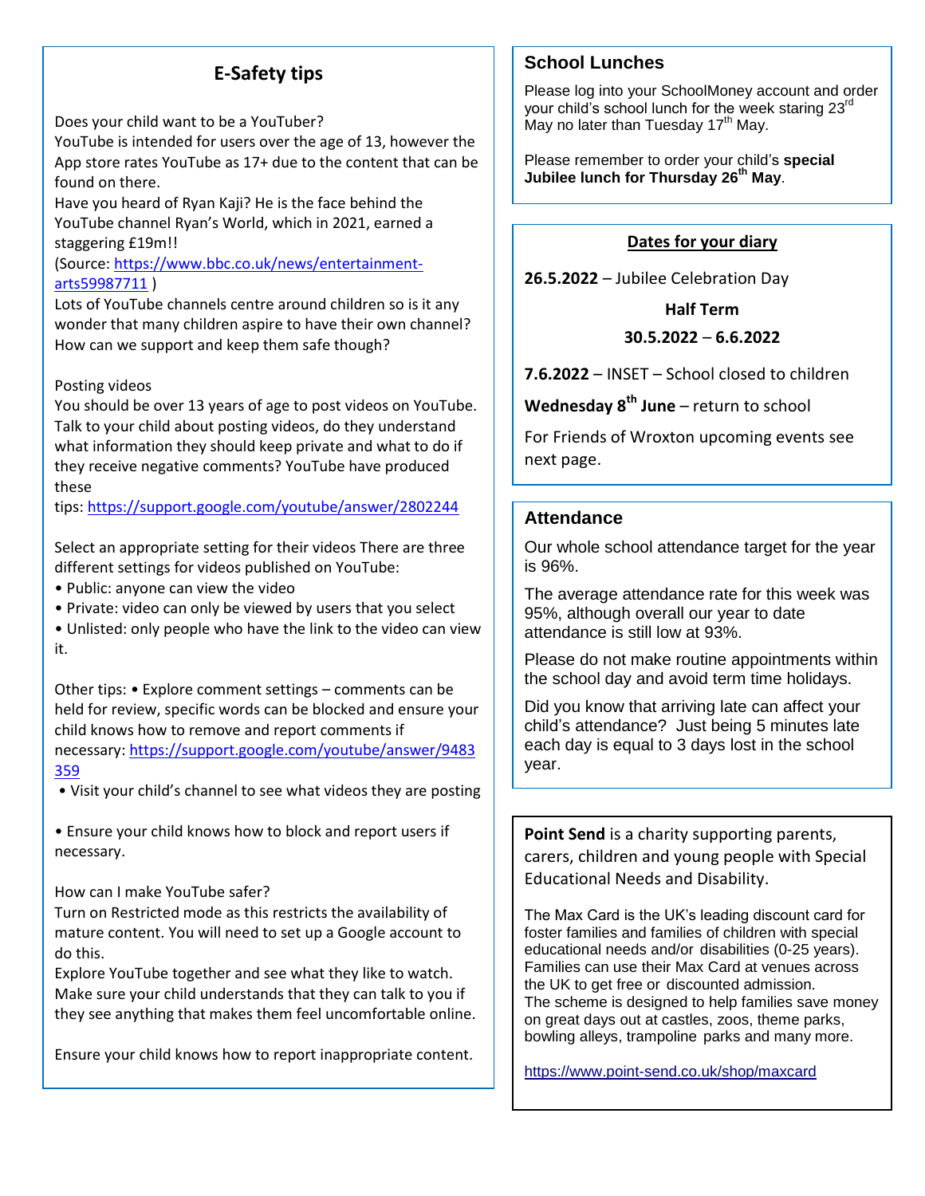## E-Safety tips

Does your child want to be a YouTuber?
YouTube is intended for users over the age of 13, however the App store rates YouTube as 17+ due to the content that can be found on there.
Have you heard of Ryan Kaji? He is the face behind the YouTube channel Ryan's World, which in 2021, earned a staggering £19m!!
(Source: https://www.bbc.co.uk/news/entertainment-arts59987711 )
Lots of YouTube channels centre around children so is it any wonder that many children aspire to have their own channel? How can we support and keep them safe though?

Posting videos
You should be over 13 years of age to post videos on YouTube. Talk to your child about posting videos, do they understand what information they should keep private and what to do if they receive negative comments? YouTube have produced these tips: https://support.google.com/youtube/answer/2802244

Select an appropriate setting for their videos There are three different settings for videos published on YouTube:

- Public: anyone can view the video
- Private: video can only be viewed by users that you select
- Unlisted: only people who have the link to the video can view it.

Other tips: • Explore comment settings – comments can be held for review, specific words can be blocked and ensure your child knows how to remove and report comments if necessary: https://support.google.com/youtube/answer/9483359

- Visit your child's channel to see what videos they are posting
- Ensure your child knows how to block and report users if necessary.

How can I make YouTube safer?
Turn on Restricted mode as this restricts the availability of mature content. You will need to set up a Google account to do this.
Explore YouTube together and see what they like to watch. Make sure your child understands that they can talk to you if they see anything that makes them feel uncomfortable online.

Ensure your child knows how to report inappropriate content.

## School Lunches

Please log into your SchoolMoney account and order your child's school lunch for the week staring 23rd May no later than Tuesday 17th May.

Please remember to order your child's **special Jubilee lunch for Thursday 26th May**.

## Dates for your diary

**26.5.2022** – Jubilee Celebration Day

**Half Term**

**30.5.2022 – 6.6.2022**

**7.6.2022** – INSET – School closed to children

**Wednesday 8th June** – return to school

For Friends of Wroxton upcoming events see next page.

## Attendance

Our whole school attendance target for the year is 96%.

The average attendance rate for this week was 95%, although overall our year to date attendance is still low at 93%.

Please do not make routine appointments within the school day and avoid term time holidays.

Did you know that arriving late can affect your child's attendance? Just being 5 minutes late each day is equal to 3 days lost in the school year.

**Point Send** is a charity supporting parents, carers, children and young people with Special Educational Needs and Disability.

The Max Card is the UK's leading discount card for foster families and families of children with special educational needs and/or disabilities (0-25 years). Families can use their Max Card at venues across the UK to get free or discounted admission.
The scheme is designed to help families save money on great days out at castles, zoos, theme parks, bowling alleys, trampoline parks and many more.

https://www.point-send.co.uk/shop/maxcard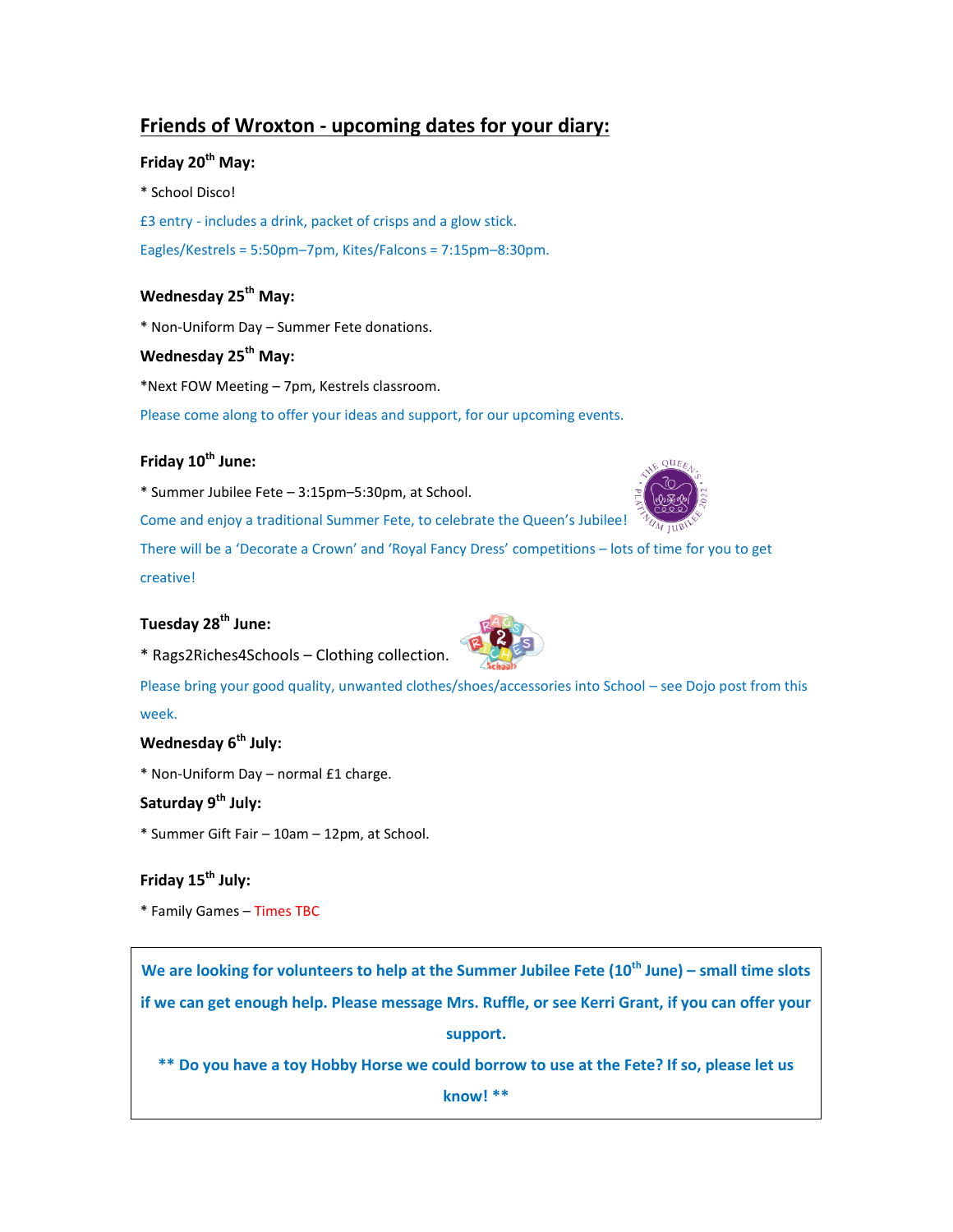## Friends of Wroxton - upcoming dates for your diary:

**Friday 20th May:**

* School Disco!

£3 entry - includes a drink, packet of crisps and a glow stick.

Eagles/Kestrels = 5:50pm–7pm, Kites/Falcons = 7:15pm–8:30pm.

**Wednesday 25th May:**

* Non-Uniform Day – Summer Fete donations.

**Wednesday 25th May:**

*Next FOW Meeting – 7pm, Kestrels classroom.

Please come along to offer your ideas and support, for our upcoming events.

**Friday 10th June:**

* Summer Jubilee Fete – 3:15pm–5:30pm, at School.

Come and enjoy a traditional Summer Fete, to celebrate the Queen's Jubilee!

There will be a 'Decorate a Crown' and 'Royal Fancy Dress' competitions – lots of time for you to get creative!

**Tuesday 28th June:**

* Rags2Riches4Schools – Clothing collection.

Please bring your good quality, unwanted clothes/shoes/accessories into School – see Dojo post from this week.

**Wednesday 6th July:**

* Non-Uniform Day – normal £1 charge.

**Saturday 9th July:**

* Summer Gift Fair – 10am – 12pm, at School.

**Friday 15th July:**

* Family Games – Times TBC

**We are looking for volunteers to help at the Summer Jubilee Fete (10th June) – small time slots if we can get enough help. Please message Mrs. Ruffle, or see Kerri Grant, if you can offer your support.**

**** Do you have a toy Hobby Horse we could borrow to use at the Fete? If so, please let us know! ****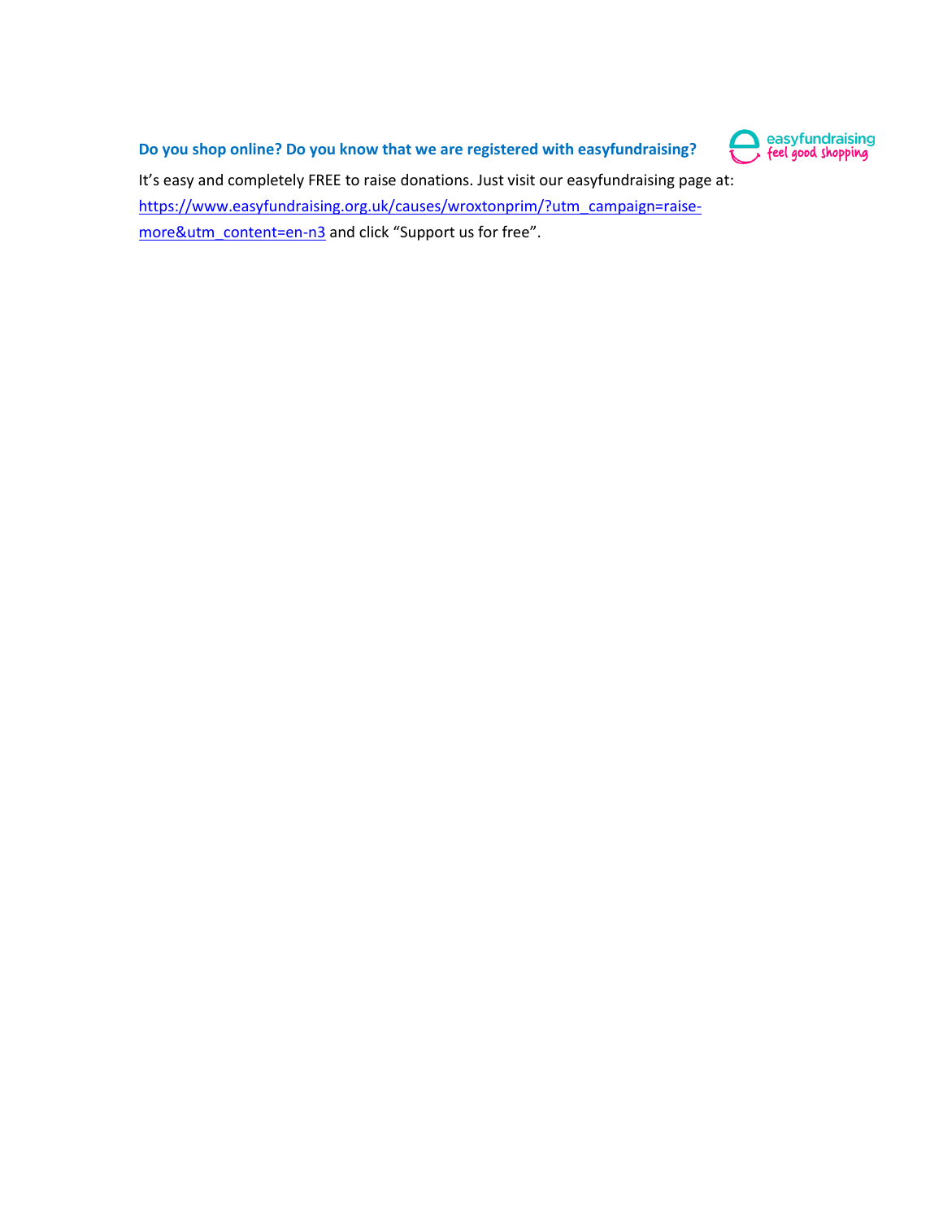**Do you shop online? Do you know that we are registered with easyfundraising?**

It's easy and completely FREE to raise donations. Just visit our easyfundraising page at: [https://www.easyfundraising.org.uk/causes/wroxtonprim/?utm_campaign=raise-more&utm_content=en-n3](https://www.easyfundraising.org.uk/causes/wroxtonprim/?utm_campaign=raise-more&utm_content=en-n3) and click "Support us for free".